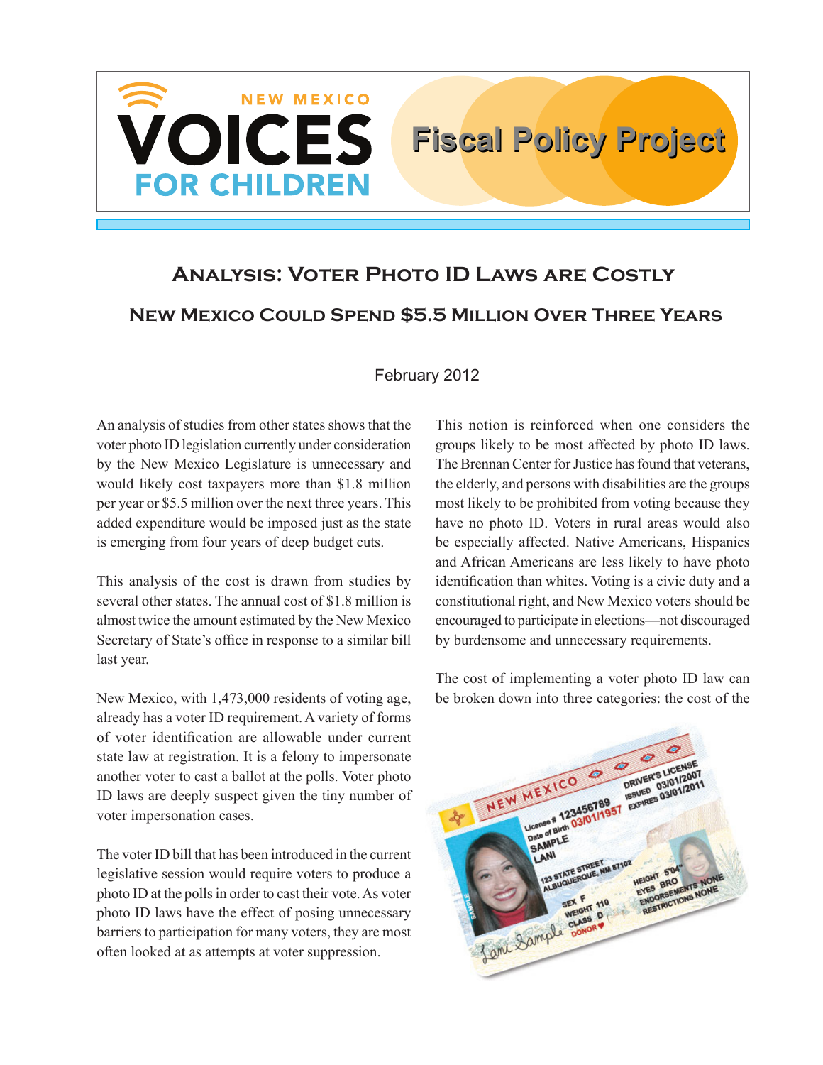# Analysis: Voter Photo ID Laws are Costly

## New Mexico Could Spend $5.5 Million Over Three Years

February 2012

An analysis of studies from other states shows that the voter photo ID legislation currently under consideration by the New Mexico Legislature is unnecessary and would likely cost taxpayers more than $1.8 million per year or $5.5 million over the next three years. This added expenditure would be imposed just as the state is emerging from four years of deep budget cuts.

This analysis of the cost is drawn from studies by several other states. The annual cost of $1.8 million is almost twice the amount estimated by the New Mexico Secretary of State's office in response to a similar bill last year.

New Mexico, with 1,473,000 residents of voting age, already has a voter ID requirement. A variety of forms of voter identification are allowable under current state law at registration. It is a felony to impersonate another voter to cast a ballot at the polls. Voter photo ID laws are deeply suspect given the tiny number of voter impersonation cases.

The voter ID bill that has been introduced in the current legislative session would require voters to produce a photo ID at the polls in order to cast their vote. As voter photo ID laws have the effect of posing unnecessary barriers to participation for many voters, they are most often looked at as attempts at voter suppression.

This notion is reinforced when one considers the groups likely to be most affected by photo ID laws. The Brennan Center for Justice has found that veterans, the elderly, and persons with disabilities are the groups most likely to be prohibited from voting because they have no photo ID. Voters in rural areas would also be especially affected. Native Americans, Hispanics and African Americans are less likely to have photo identification than whites. Voting is a civic duty and a constitutional right, and New Mexico voters should be encouraged to participate in elections—not discouraged by burdensome and unnecessary requirements.

The cost of implementing a voter photo ID law can be broken down into three categories: the cost of the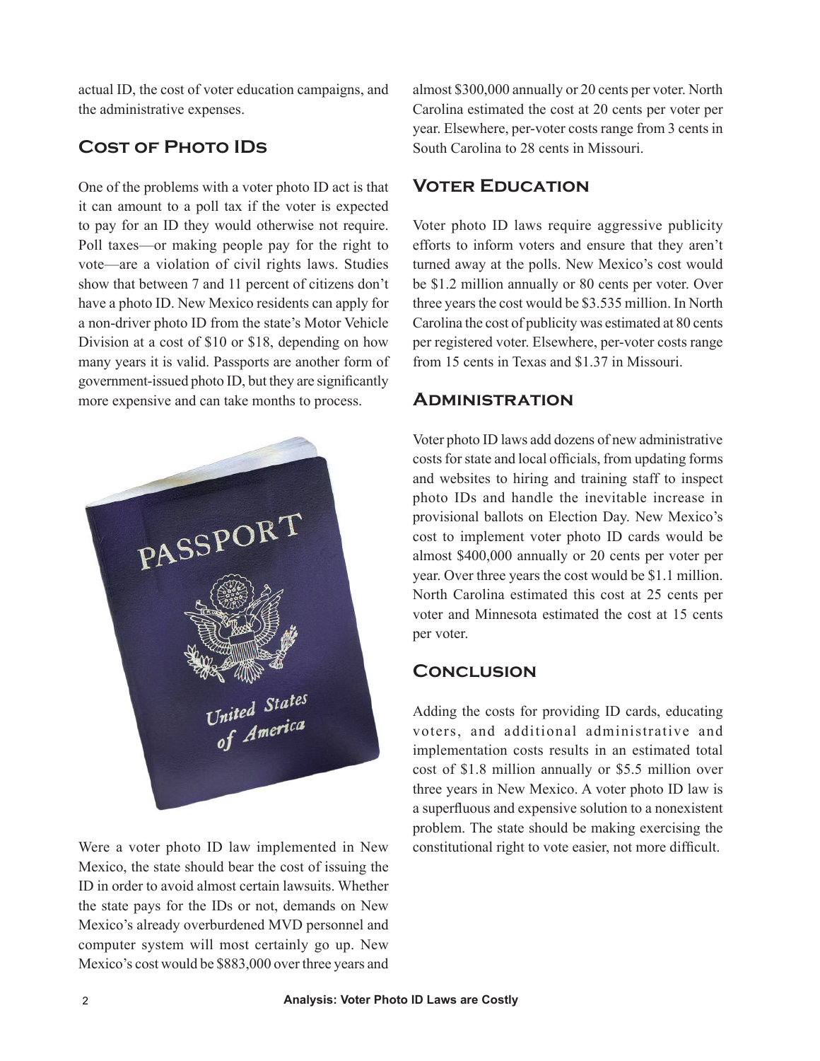actual ID, the cost of voter education campaigns, and the administrative expenses.

## Cost of Photo IDs

One of the problems with a voter photo ID act is that it can amount to a poll tax if the voter is expected to pay for an ID they would otherwise not require. Poll taxes—or making people pay for the right to vote—are a violation of civil rights laws. Studies show that between 7 and 11 percent of citizens don't have a photo ID. New Mexico residents can apply for a non-driver photo ID from the state's Motor Vehicle Division at a cost of $10 or $18, depending on how many years it is valid. Passports are another form of government-issued photo ID, but they are significantly more expensive and can take months to process.

Were a voter photo ID law implemented in New Mexico, the state should bear the cost of issuing the ID in order to avoid almost certain lawsuits. Whether the state pays for the IDs or not, demands on New Mexico's already overburdened MVD personnel and computer system will most certainly go up. New Mexico's cost would be $883,000 over three years and almost $300,000 annually or 20 cents per voter. North Carolina estimated the cost at 20 cents per voter per year. Elsewhere, per-voter costs range from 3 cents in South Carolina to 28 cents in Missouri.

## Voter Education

Voter photo ID laws require aggressive publicity efforts to inform voters and ensure that they aren't turned away at the polls. New Mexico's cost would be $1.2 million annually or 80 cents per voter. Over three years the cost would be $3.535 million. In North Carolina the cost of publicity was estimated at 80 cents per registered voter. Elsewhere, per-voter costs range from 15 cents in Texas and $1.37 in Missouri.

## Administration

Voter photo ID laws add dozens of new administrative costs for state and local officials, from updating forms and websites to hiring and training staff to inspect photo IDs and handle the inevitable increase in provisional ballots on Election Day. New Mexico's cost to implement voter photo ID cards would be almost $400,000 annually or 20 cents per voter per year. Over three years the cost would be $1.1 million. North Carolina estimated this cost at 25 cents per voter and Minnesota estimated the cost at 15 cents per voter.

## Conclusion

Adding the costs for providing ID cards, educating voters, and additional administrative and implementation costs results in an estimated total cost of $1.8 million annually or $5.5 million over three years in New Mexico. A voter photo ID law is a superfluous and expensive solution to a nonexistent problem. The state should be making exercising the constitutional right to vote easier, not more difficult.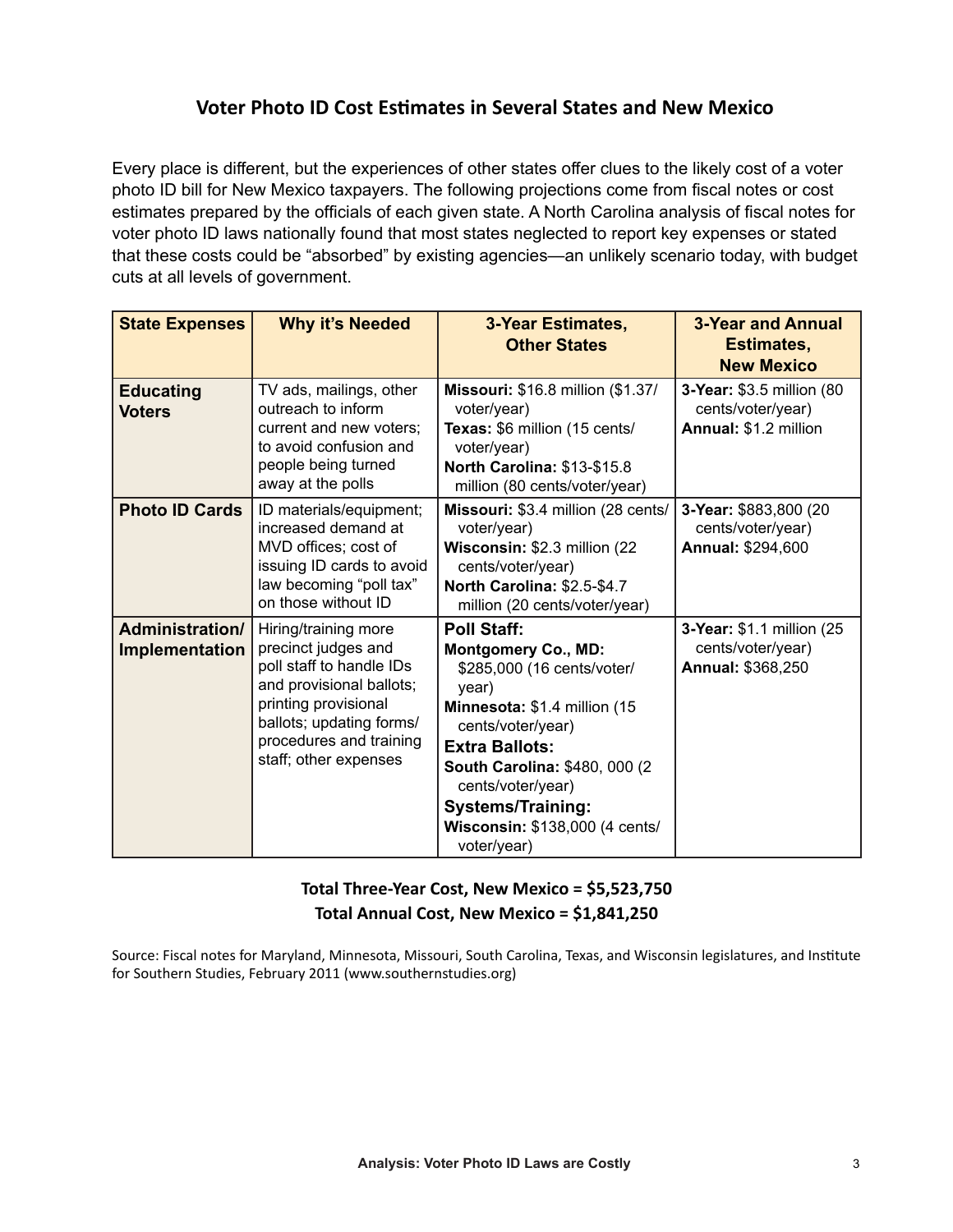## Voter Photo ID Cost Estimates in Several States and New Mexico

Every place is different, but the experiences of other states offer clues to the likely cost of a voter photo ID bill for New Mexico taxpayers. The following projections come from fiscal notes or cost estimates prepared by the officials of each given state. A North Carolina analysis of fiscal notes for voter photo ID laws nationally found that most states neglected to report key expenses or stated that these costs could be "absorbed" by existing agencies—an unlikely scenario today, with budget cuts at all levels of government.

| State Expenses | Why it's Needed | 3-Year Estimates, Other States | 3-Year and Annual Estimates, New Mexico |
|---|---|---|---|
| **Educating Voters** | TV ads, mailings, other outreach to inform current and new voters; to avoid confusion and people being turned away at the polls | **Missouri:** $16.8 million ($1.37/ voter/year)<br>**Texas:** $6 million (15 cents/ voter/year)<br>**North Carolina:** $13-$15.8 million (80 cents/voter/year) | **3-Year:** $3.5 million (80 cents/voter/year)<br>**Annual:** $1.2 million |
| **Photo ID Cards** | ID materials/equipment; increased demand at MVD offices; cost of issuing ID cards to avoid law becoming "poll tax" on those without ID | **Missouri:** $3.4 million (28 cents/ voter/year)<br>**Wisconsin:** $2.3 million (22 cents/voter/year)<br>**North Carolina:** $2.5-$4.7 million (20 cents/voter/year) | **3-Year:** $883,800 (20 cents/voter/year)<br>**Annual:** $294,600 |
| **Administration/ Implementation** | Hiring/training more precinct judges and poll staff to handle IDs and provisional ballots; printing provisional ballots; updating forms/ procedures and training staff; other expenses | **Poll Staff:**<br>**Montgomery Co., MD:** $285,000 (16 cents/voter/ year)<br>**Minnesota:** $1.4 million (15 cents/voter/year)<br>**Extra Ballots:**<br>**South Carolina:** $480, 000 (2 cents/voter/year)<br>**Systems/Training:**<br>**Wisconsin:** $138,000 (4 cents/ voter/year) | **3-Year:** $1.1 million (25 cents/voter/year)<br>**Annual:** $368,250 |

**Total Three-Year Cost, New Mexico = $5,523,750**
**Total Annual Cost, New Mexico = $1,841,250**

Source: Fiscal notes for Maryland, Minnesota, Missouri, South Carolina, Texas, and Wisconsin legislatures, and Institute for Southern Studies, February 2011 (www.southernstudies.org)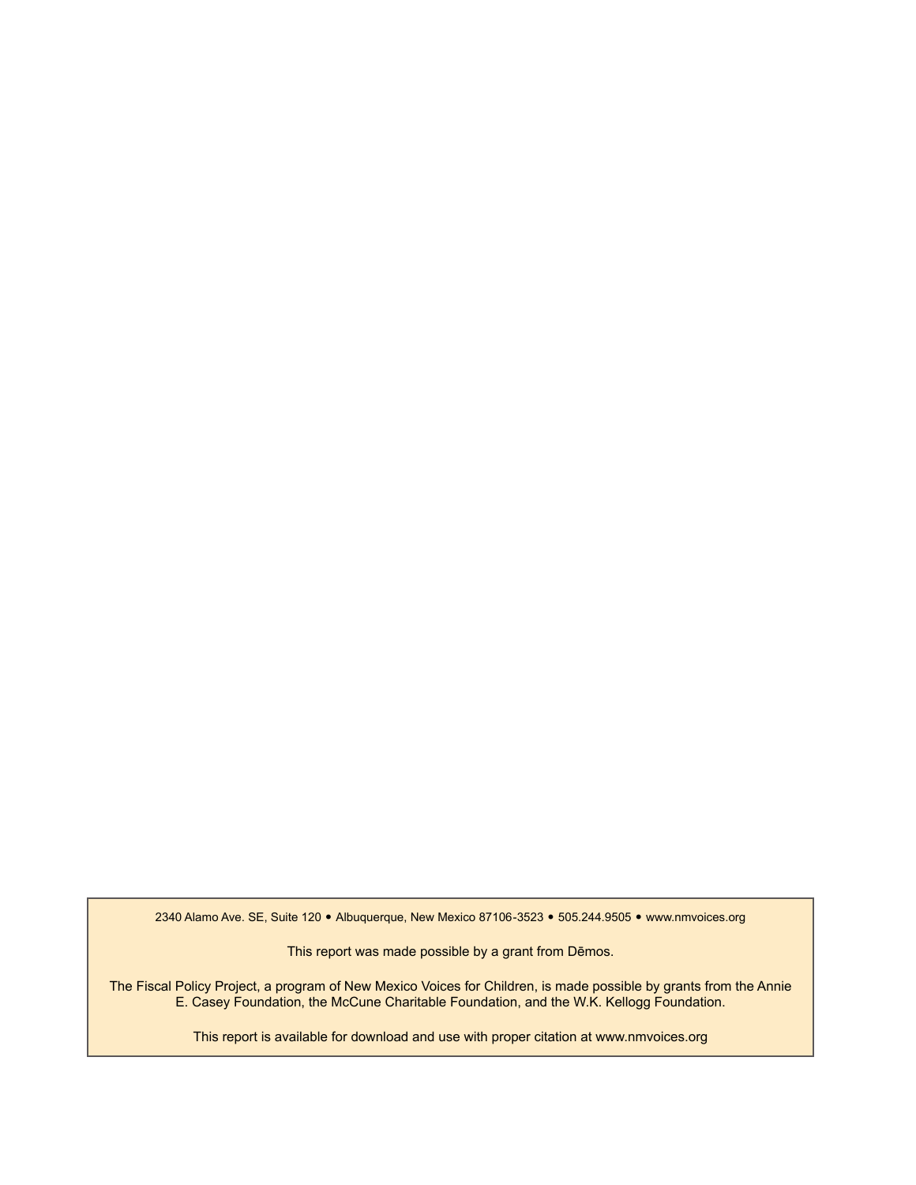2340 Alamo Ave. SE, Suite 120 • Albuquerque, New Mexico 87106-3523 • 505.244.9505 • www.nmvoices.org

This report was made possible by a grant from Dēmos.

The Fiscal Policy Project, a program of New Mexico Voices for Children, is made possible by grants from the Annie E. Casey Foundation, the McCune Charitable Foundation, and the W.K. Kellogg Foundation.

This report is available for download and use with proper citation at www.nmvoices.org